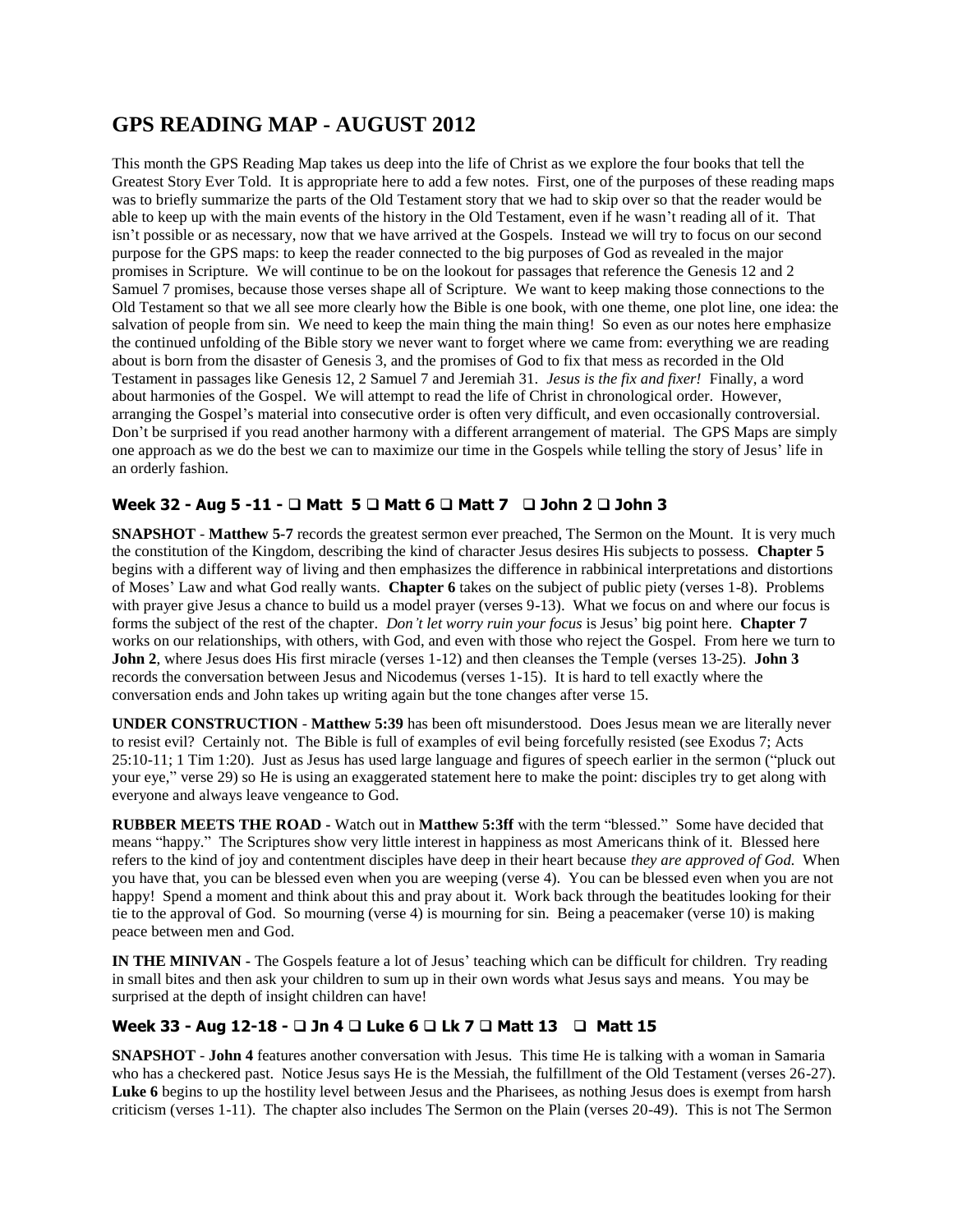## GPS READING MAP - AUGUST 2012

This month the GPS Reading Map takes us deep into the life of Christ as we explore the four books that tell the Greatest Story Ever Told. It is appropriate here to add a few notes. First, one of the purposes of these reading maps was to briefly summarize the parts of the Old Testament story that we had to skip over so that the reader would be able to keep up with the main events of the history in the Old Testament, even if he wasn't reading all of it. That isn't possible or as necessary, now that we have arrived at the Gospels. Instead we will try to focus on our second purpose for the GPS maps: to keep the reader connected to the big purposes of God as revealed in the major promises in Scripture. We will continue to be on the lookout for passages that reference the Genesis 12 and 2 Samuel 7 promises, because those verses shape all of Scripture. We want to keep making those connections to the Old Testament so that we all see more clearly how the Bible is one book, with one theme, one plot line, one idea: the salvation of people from sin. We need to keep the main thing the main thing! So even as our notes here emphasize the continued unfolding of the Bible story we never want to forget where we came from: everything we are reading about is born from the disaster of Genesis 3, and the promises of God to fix that mess as recorded in the Old Testament in passages like Genesis 12, 2 Samuel 7 and Jeremiah 31. *Jesus is the fix and fixer!* Finally, a word about harmonies of the Gospel. We will attempt to read the life of Christ in chronological order. However, arranging the Gospel's material into consecutive order is often very difficult, and even occasionally controversial. Don't be surprised if you read another harmony with a different arrangement of material. The GPS Maps are simply one approach as we do the best we can to maximize our time in the Gospels while telling the story of Jesus' life in an orderly fashion.

### Week 32 - Aug 5 -11 - ❑ Matt 5 ❑ Matt 6 ❑ Matt 7 ❑ John 2 ❑ John 3

**SNAPSHOT** - **Matthew 5-7** records the greatest sermon ever preached, The Sermon on the Mount. It is very much the constitution of the Kingdom, describing the kind of character Jesus desires His subjects to possess. **Chapter 5** begins with a different way of living and then emphasizes the difference in rabbinical interpretations and distortions of Moses' Law and what God really wants. **Chapter 6** takes on the subject of public piety (verses 1-8). Problems with prayer give Jesus a chance to build us a model prayer (verses 9-13). What we focus on and where our focus is forms the subject of the rest of the chapter. *Don't let worry ruin your focus* is Jesus' big point here. **Chapter 7** works on our relationships, with others, with God, and even with those who reject the Gospel. From here we turn to **John 2**, where Jesus does His first miracle (verses 1-12) and then cleanses the Temple (verses 13-25). **John 3** records the conversation between Jesus and Nicodemus (verses 1-15). It is hard to tell exactly where the conversation ends and John takes up writing again but the tone changes after verse 15.

**UNDER CONSTRUCTION** - **Matthew 5:39** has been oft misunderstood. Does Jesus mean we are literally never to resist evil? Certainly not. The Bible is full of examples of evil being forcefully resisted (see Exodus 7; Acts 25:10-11; 1 Tim 1:20). Just as Jesus has used large language and figures of speech earlier in the sermon ("pluck out your eye," verse 29) so He is using an exaggerated statement here to make the point: disciples try to get along with everyone and always leave vengeance to God.

**RUBBER MEETS THE ROAD** - Watch out in **Matthew 5:3ff** with the term "blessed." Some have decided that means "happy." The Scriptures show very little interest in happiness as most Americans think of it. Blessed here refers to the kind of joy and contentment disciples have deep in their heart because *they are approved of God.* When you have that, you can be blessed even when you are weeping (verse 4). You can be blessed even when you are not happy! Spend a moment and think about this and pray about it. Work back through the beatitudes looking for their tie to the approval of God. So mourning (verse 4) is mourning for sin. Being a peacemaker (verse 10) is making peace between men and God.

**IN THE MINIVAN** - The Gospels feature a lot of Jesus' teaching which can be difficult for children. Try reading in small bites and then ask your children to sum up in their own words what Jesus says and means. You may be surprised at the depth of insight children can have!

### Week 33 - Aug 12-18 - ❑ Jn 4 ❑ Luke 6 ❑ Lk 7 ❑ Matt 13 ❑ Matt 15

**SNAPSHOT** - **John 4** features another conversation with Jesus. This time He is talking with a woman in Samaria who has a checkered past. Notice Jesus says He is the Messiah, the fulfillment of the Old Testament (verses 26-27). **Luke 6** begins to up the hostility level between Jesus and the Pharisees, as nothing Jesus does is exempt from harsh criticism (verses 1-11). The chapter also includes The Sermon on the Plain (verses 20-49). This is not The Sermon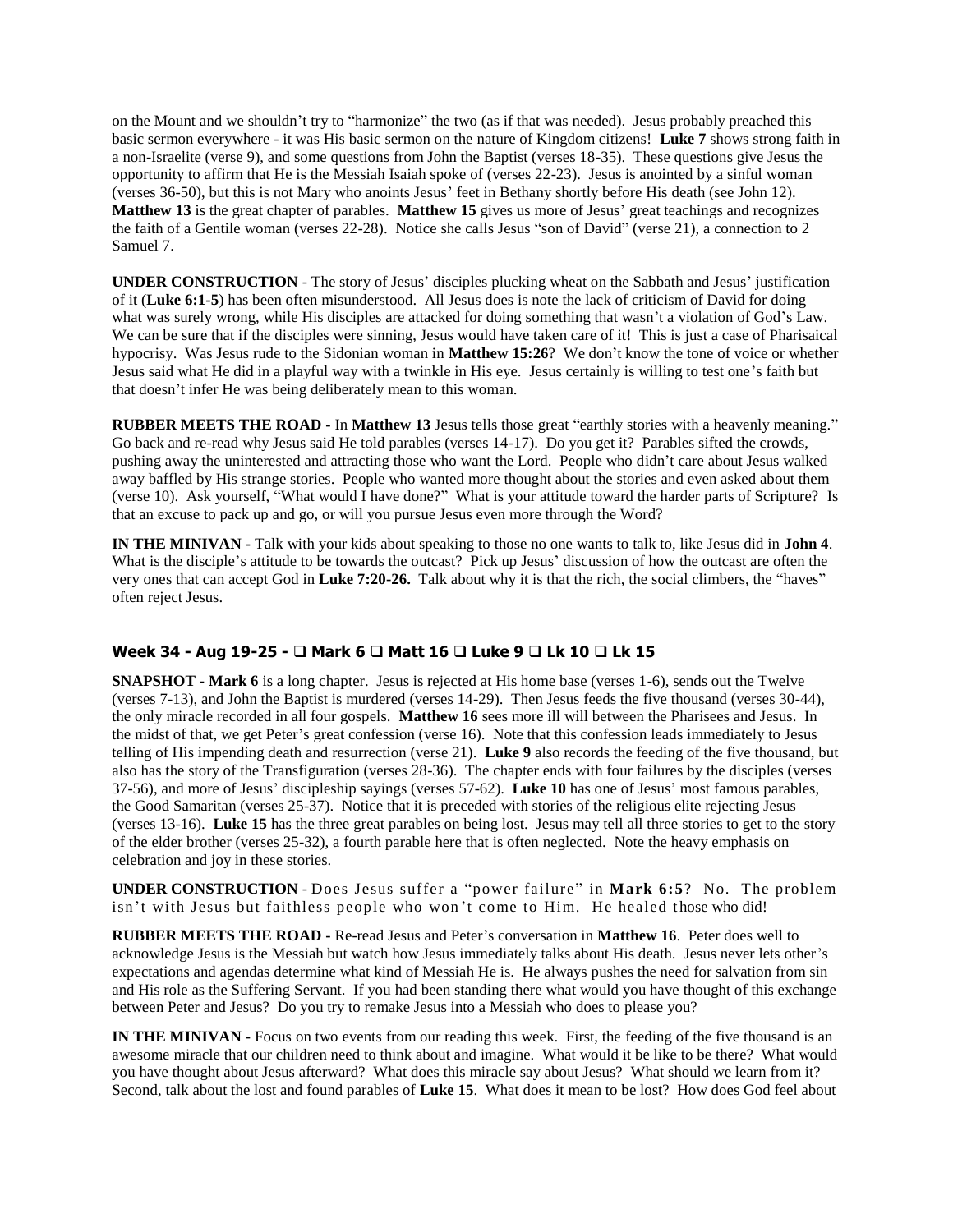on the Mount and we shouldn't try to "harmonize" the two (as if that was needed). Jesus probably preached this basic sermon everywhere - it was His basic sermon on the nature of Kingdom citizens! **Luke 7** shows strong faith in a non-Israelite (verse 9), and some questions from John the Baptist (verses 18-35). These questions give Jesus the opportunity to affirm that He is the Messiah Isaiah spoke of (verses 22-23). Jesus is anointed by a sinful woman (verses 36-50), but this is not Mary who anoints Jesus' feet in Bethany shortly before His death (see John 12). **Matthew 13** is the great chapter of parables. **Matthew 15** gives us more of Jesus' great teachings and recognizes the faith of a Gentile woman (verses 22-28). Notice she calls Jesus "son of David" (verse 21), a connection to 2 Samuel 7.

**UNDER CONSTRUCTION** - The story of Jesus' disciples plucking wheat on the Sabbath and Jesus' justification of it (**Luke 6:1-5**) has been often misunderstood. All Jesus does is note the lack of criticism of David for doing what was surely wrong, while His disciples are attacked for doing something that wasn't a violation of God's Law. We can be sure that if the disciples were sinning, Jesus would have taken care of it! This is just a case of Pharisaical hypocrisy. Was Jesus rude to the Sidonian woman in **Matthew 15:26**? We don't know the tone of voice or whether Jesus said what He did in a playful way with a twinkle in His eye. Jesus certainly is willing to test one's faith but that doesn't infer He was being deliberately mean to this woman.

**RUBBER MEETS THE ROAD -** In **Matthew 13** Jesus tells those great "earthly stories with a heavenly meaning." Go back and re-read why Jesus said He told parables (verses 14-17). Do you get it? Parables sifted the crowds, pushing away the uninterested and attracting those who want the Lord. People who didn't care about Jesus walked away baffled by His strange stories. People who wanted more thought about the stories and even asked about them (verse 10). Ask yourself, "What would I have done?" What is your attitude toward the harder parts of Scripture? Is that an excuse to pack up and go, or will you pursue Jesus even more through the Word?

**IN THE MINIVAN -** Talk with your kids about speaking to those no one wants to talk to, like Jesus did in **John 4**. What is the disciple's attitude to be towards the outcast? Pick up Jesus' discussion of how the outcast are often the very ones that can accept God in **Luke 7:20-26.** Talk about why it is that the rich, the social climbers, the "haves" often reject Jesus.

### Week 34 - Aug 19-25 - ❑ Mark 6 ❑ Matt 16 ❑ Luke 9 ❑ Lk 10 ❑ Lk 15

**SNAPSHOT - Mark 6** is a long chapter. Jesus is rejected at His home base (verses 1-6), sends out the Twelve (verses 7-13), and John the Baptist is murdered (verses 14-29). Then Jesus feeds the five thousand (verses 30-44), the only miracle recorded in all four gospels. **Matthew 16** sees more ill will between the Pharisees and Jesus. In the midst of that, we get Peter's great confession (verse 16). Note that this confession leads immediately to Jesus telling of His impending death and resurrection (verse 21). **Luke 9** also records the feeding of the five thousand, but also has the story of the Transfiguration (verses 28-36). The chapter ends with four failures by the disciples (verses 37-56), and more of Jesus' discipleship sayings (verses 57-62). **Luke 10** has one of Jesus' most famous parables, the Good Samaritan (verses 25-37). Notice that it is preceded with stories of the religious elite rejecting Jesus (verses 13-16). **Luke 15** has the three great parables on being lost. Jesus may tell all three stories to get to the story of the elder brother (verses 25-32), a fourth parable here that is often neglected. Note the heavy emphasis on celebration and joy in these stories.

**UNDER CONSTRUCTION** - Does Jesus suffer a "power failure" in **Mark 6:5**? No. The problem isn't with Jesus but faithless people who won't come to Him. He healed those who did!

**RUBBER MEETS THE ROAD -** Re-read Jesus and Peter's conversation in **Matthew 16**. Peter does well to acknowledge Jesus is the Messiah but watch how Jesus immediately talks about His death. Jesus never lets other's expectations and agendas determine what kind of Messiah He is. He always pushes the need for salvation from sin and His role as the Suffering Servant. If you had been standing there what would you have thought of this exchange between Peter and Jesus? Do you try to remake Jesus into a Messiah who does to please you?

**IN THE MINIVAN -** Focus on two events from our reading this week. First, the feeding of the five thousand is an awesome miracle that our children need to think about and imagine. What would it be like to be there? What would you have thought about Jesus afterward? What does this miracle say about Jesus? What should we learn from it? Second, talk about the lost and found parables of **Luke 15**. What does it mean to be lost? How does God feel about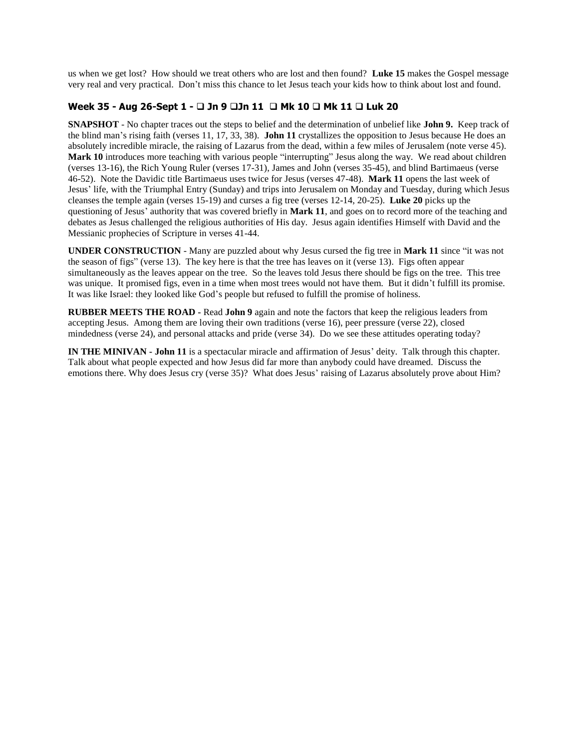us when we get lost? How should we treat others who are lost and then found? **Luke 15** makes the Gospel message very real and very practical. Don't miss this chance to let Jesus teach your kids how to think about lost and found.

### Week 35 - Aug 26-Sept 1 - ❑ Jn 9 ❑Jn 11 ❑ Mk 10 ❑ Mk 11 ❑ Luk 20

**SNAPSHOT** - No chapter traces out the steps to belief and the determination of unbelief like **John 9.** Keep track of the blind man's rising faith (verses 11, 17, 33, 38). **John 11** crystallizes the opposition to Jesus because He does an absolutely incredible miracle, the raising of Lazarus from the dead, within a few miles of Jerusalem (note verse 45). **Mark 10** introduces more teaching with various people "interrupting" Jesus along the way. We read about children (verses 13-16), the Rich Young Ruler (verses 17-31), James and John (verses 35-45), and blind Bartimaeus (verse 46-52). Note the Davidic title Bartimaeus uses twice for Jesus (verses 47-48). **Mark 11** opens the last week of Jesus' life, with the Triumphal Entry (Sunday) and trips into Jerusalem on Monday and Tuesday, during which Jesus cleanses the temple again (verses 15-19) and curses a fig tree (verses 12-14, 20-25). **Luke 20** picks up the questioning of Jesus' authority that was covered briefly in **Mark 11**, and goes on to record more of the teaching and debates as Jesus challenged the religious authorities of His day. Jesus again identifies Himself with David and the Messianic prophecies of Scripture in verses 41-44.

**UNDER CONSTRUCTION** - Many are puzzled about why Jesus cursed the fig tree in **Mark 11** since "it was not the season of figs" (verse 13). The key here is that the tree has leaves on it (verse 13). Figs often appear simultaneously as the leaves appear on the tree. So the leaves told Jesus there should be figs on the tree. This tree was unique. It promised figs, even in a time when most trees would not have them. But it didn't fulfill its promise. It was like Israel: they looked like God's people but refused to fulfill the promise of holiness.

**RUBBER MEETS THE ROAD -** Read **John 9** again and note the factors that keep the religious leaders from accepting Jesus. Among them are loving their own traditions (verse 16), peer pressure (verse 22), closed mindedness (verse 24), and personal attacks and pride (verse 34). Do we see these attitudes operating today?

**IN THE MINIVAN - John 11** is a spectacular miracle and affirmation of Jesus' deity. Talk through this chapter. Talk about what people expected and how Jesus did far more than anybody could have dreamed. Discuss the emotions there. Why does Jesus cry (verse 35)? What does Jesus' raising of Lazarus absolutely prove about Him?